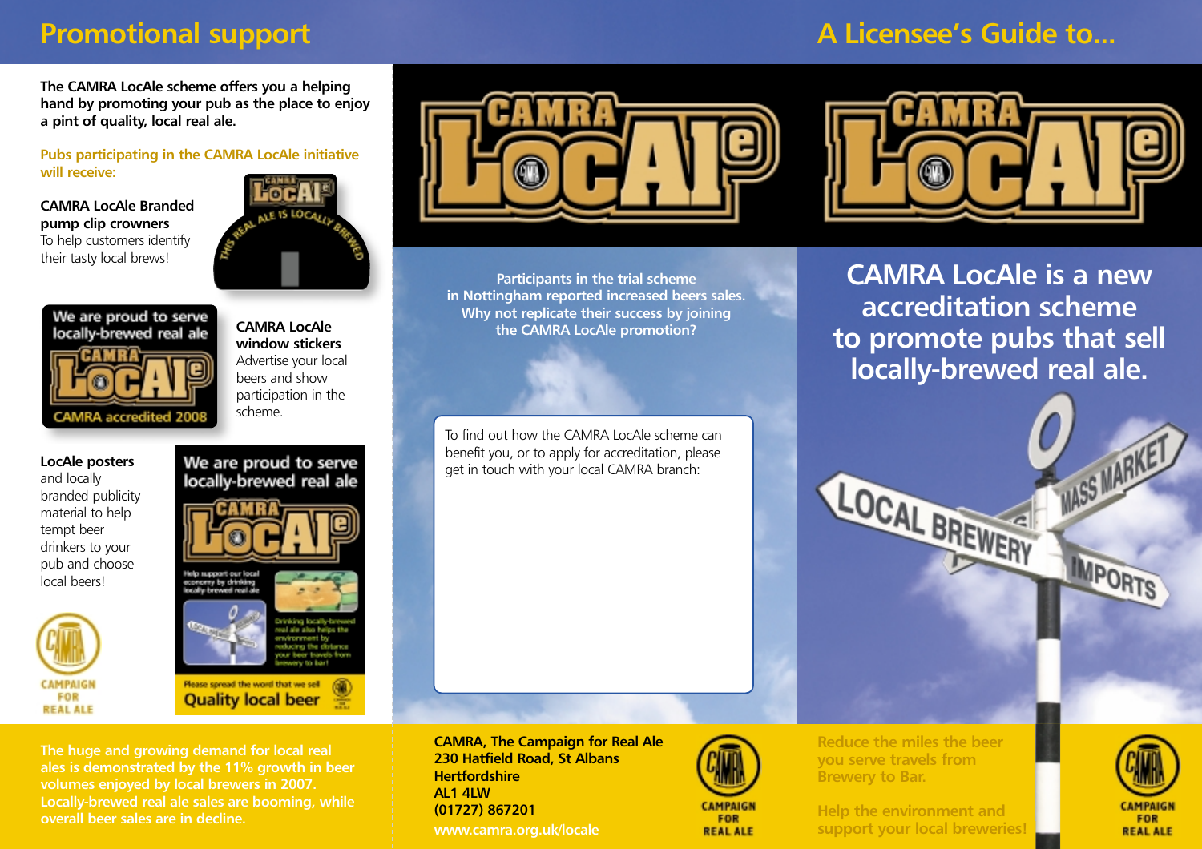## Promotional support

**The CAMRA LocAle scheme offers you a helping hand by promoting your pub as the place to enjoy a pint of quality, local real ale.**

**Pubs participating in the CAMRA LocAle initiative will receive:**

**CAMRA LocAle Branded pump clip crowners**
To help customers identify their tasty local brews!

**CAMRA LocAle window stickers**
Advertise your local beers and show participation in the scheme.

**LocAle posters** and locally branded publicity material to help tempt beer drinkers to your pub and choose local beers!

**The huge and growing demand for local real ales is demonstrated by the 11% growth in beer volumes enjoyed by local brewers in 2007. Locally-brewed real ale sales are booming, while overall beer sales are in decline.**

**Participants in the trial scheme in Nottingham reported increased beers sales. Why not replicate their success by joining the CAMRA LocAle promotion?**

To find out how the CAMRA LocAle scheme can benefit you, or to apply for accreditation, please get in touch with your local CAMRA branch:

**CAMRA, The Campaign for Real Ale**
**230 Hatfield Road, St Albans**
**Hertfordshire**
**AL1 4LW**
**(01727) 867201**
**www.camra.org.uk/locale**

# A Licensee's Guide to...

## CAMRA LocAle is a new accreditation scheme to promote pubs that sell locally-brewed real ale.

**Reduce the miles the beer you serve travels from Brewery to Bar.**

**Help the environment and support your local breweries!**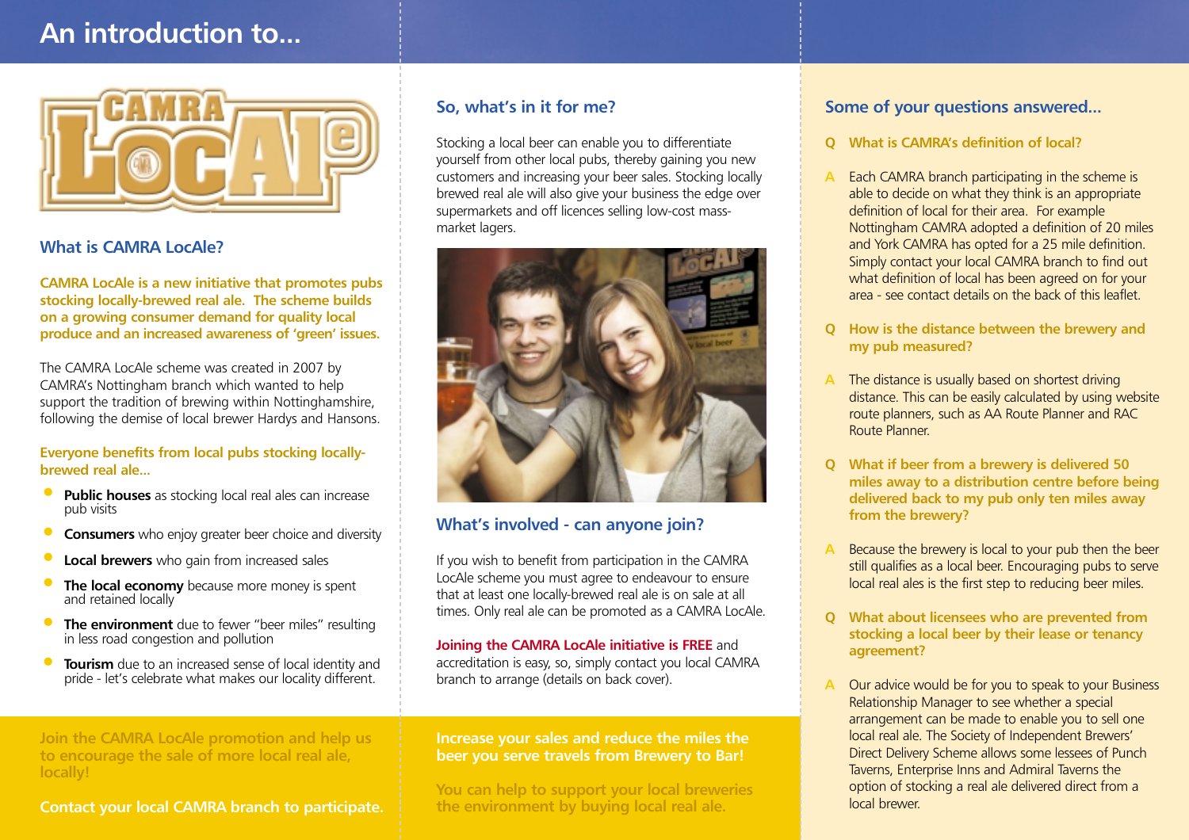# An introduction to...

## What is CAMRA LocAle?

**CAMRA LocAle is a new initiative that promotes pubs stocking locally-brewed real ale. The scheme builds on a growing consumer demand for quality local produce and an increased awareness of 'green' issues.**

The CAMRA LocAle scheme was created in 2007 by CAMRA's Nottingham branch which wanted to help support the tradition of brewing within Nottinghamshire, following the demise of local brewer Hardys and Hansons.

**Everyone benefits from local pubs stocking locally-brewed real ale...**

- **Public houses** as stocking local real ales can increase pub visits
- **Consumers** who enjoy greater beer choice and diversity
- **Local brewers** who gain from increased sales
- **The local economy** because more money is spent and retained locally
- **The environment** due to fewer "beer miles" resulting in less road congestion and pollution
- **Tourism** due to an increased sense of local identity and pride - let's celebrate what makes our locality different.

**Join the CAMRA LocAle promotion and help us to encourage the sale of more local real ale, locally!**

**Contact your local CAMRA branch to participate.**

## So, what's in it for me?

Stocking a local beer can enable you to differentiate yourself from other local pubs, thereby gaining you new customers and increasing your beer sales. Stocking locally brewed real ale will also give your business the edge over supermarkets and off licences selling low-cost mass-market lagers.

## What's involved - can anyone join?

If you wish to benefit from participation in the CAMRA LocAle scheme you must agree to endeavour to ensure that at least one locally-brewed real ale is on sale at all times. Only real ale can be promoted as a CAMRA LocAle.

**Joining the CAMRA LocAle initiative is FREE** and accreditation is easy, so, simply contact you local CAMRA branch to arrange (details on back cover).

**Increase your sales and reduce the miles the beer you serve travels from Brewery to Bar!**

**You can help to support your local breweries the environment by buying local real ale.**

## Some of your questions answered...

**Q What is CAMRA's definition of local?**

A Each CAMRA branch participating in the scheme is able to decide on what they think is an appropriate definition of local for their area. For example Nottingham CAMRA adopted a definition of 20 miles and York CAMRA has opted for a 25 mile definition. Simply contact your local CAMRA branch to find out what definition of local has been agreed on for your area - see contact details on the back of this leaflet.

**Q How is the distance between the brewery and my pub measured?**

A The distance is usually based on shortest driving distance. This can be easily calculated by using website route planners, such as AA Route Planner and RAC Route Planner.

**Q What if beer from a brewery is delivered 50 miles away to a distribution centre before being delivered back to my pub only ten miles away from the brewery?**

A Because the brewery is local to your pub then the beer still qualifies as a local beer. Encouraging pubs to serve local real ales is the first step to reducing beer miles.

**Q What about licensees who are prevented from stocking a local beer by their lease or tenancy agreement?**

A Our advice would be for you to speak to your Business Relationship Manager to see whether a special arrangement can be made to enable you to sell one local real ale. The Society of Independent Brewers' Direct Delivery Scheme allows some lessees of Punch Taverns, Enterprise Inns and Admiral Taverns the option of stocking a real ale delivered direct from a local brewer.